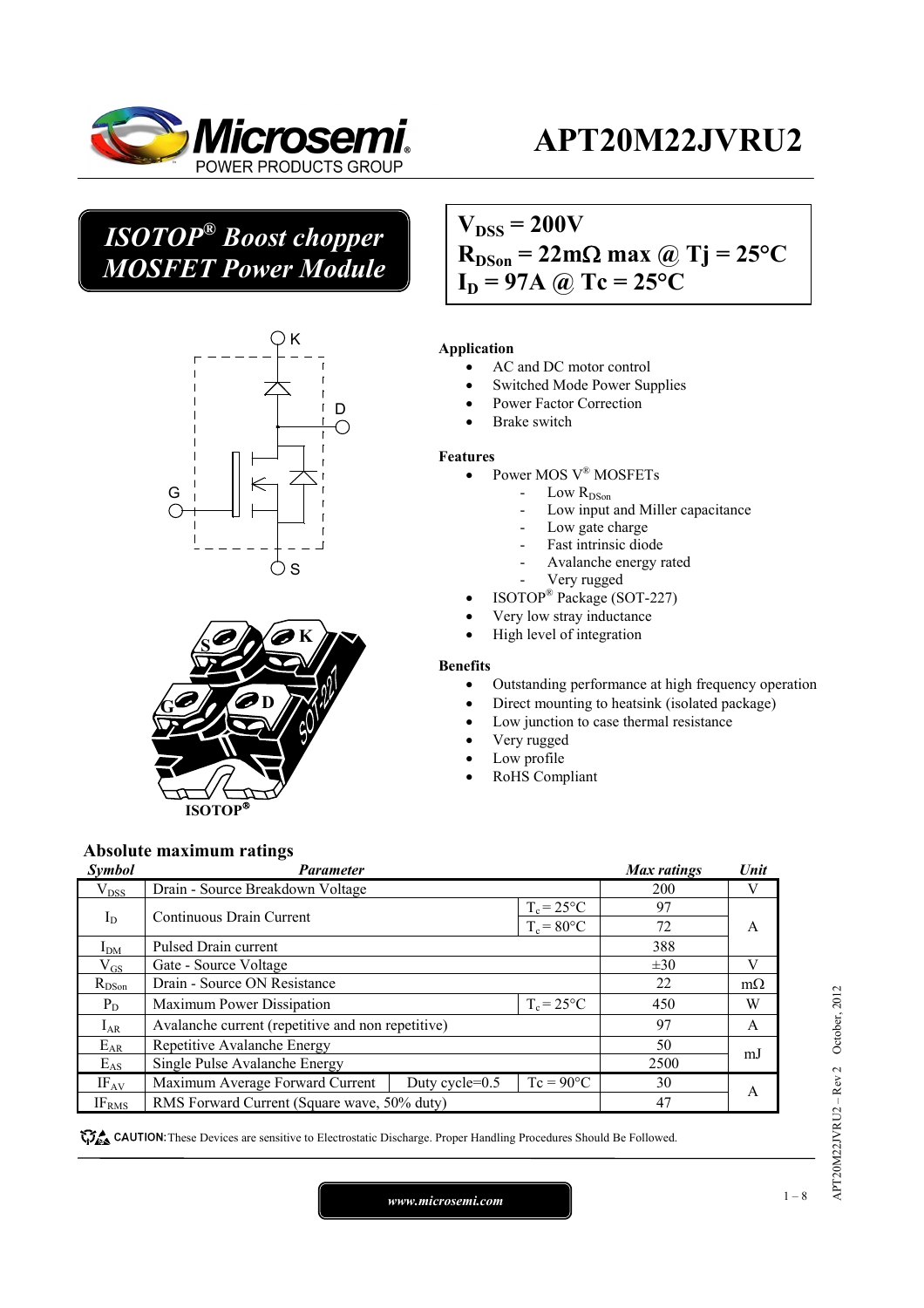# APT20M22JVRU2

## *ISOTOP® Boost chopper MOSFET Power Module*

$V_{DSS}$ = 200V
$R_{DSon}$ = 22mΩ max @ Tj = 25°C
$I_D$ = 97A @ Tc = 25°C

**Application**

- AC and DC motor control
- Switched Mode Power Supplies
- Power Factor Correction
- Brake switch

**Features**

- Power MOS V® MOSFETs
  - Low $R_{DSon}$
  - Low input and Miller capacitance
  - Low gate charge
  - Fast intrinsic diode
  - Avalanche energy rated
  - Very rugged
- ISOTOP® Package (SOT-227)
- Very low stray inductance
- High level of integration

**Benefits**

- Outstanding performance at high frequency operation
- Direct mounting to heatsink (isolated package)
- Low junction to case thermal resistance
- Very rugged
- Low profile
- RoHS Compliant

ISOTOP®

## Absolute maximum ratings

| Symbol | Parameter | | | Max ratings | Unit |
|---|---|---|---|---|---|
| $V_{DSS}$ | Drain - Source Breakdown Voltage | | | 200 | V |
| $I_D$ | Continuous Drain Current | | $T_c$ = 25°C | 97 | A |
| | | | $T_c$ = 80°C | 72 | |
| $I_{DM}$ | Pulsed Drain current | | | 388 | |
| $V_{GS}$ | Gate - Source Voltage | | | ±30 | V |
| $R_{DSon}$ | Drain - Source ON Resistance | | | 22 | mΩ |
| $P_D$ | Maximum Power Dissipation | | $T_c$ = 25°C | 450 | W |
| $I_{AR}$ | Avalanche current (repetitive and non repetitive) | | | 97 | A |
| $E_{AR}$ | Repetitive Avalanche Energy | | | 50 | mJ |
| $E_{AS}$ | Single Pulse Avalanche Energy | | | 2500 | |
| $IF_{AV}$ | Maximum Average Forward Current | Duty cycle=0.5 | Tc = 90°C | 30 | A |
| $IF_{RMS}$ | RMS Forward Current (Square wave, 50% duty) | | | 47 | |

**CAUTION:** These Devices are sensitive to Electrostatic Discharge. Proper Handling Procedures Should Be Followed.

*www.microsemi.com*

APT20M22JVRU2 – Rev 2 October, 2012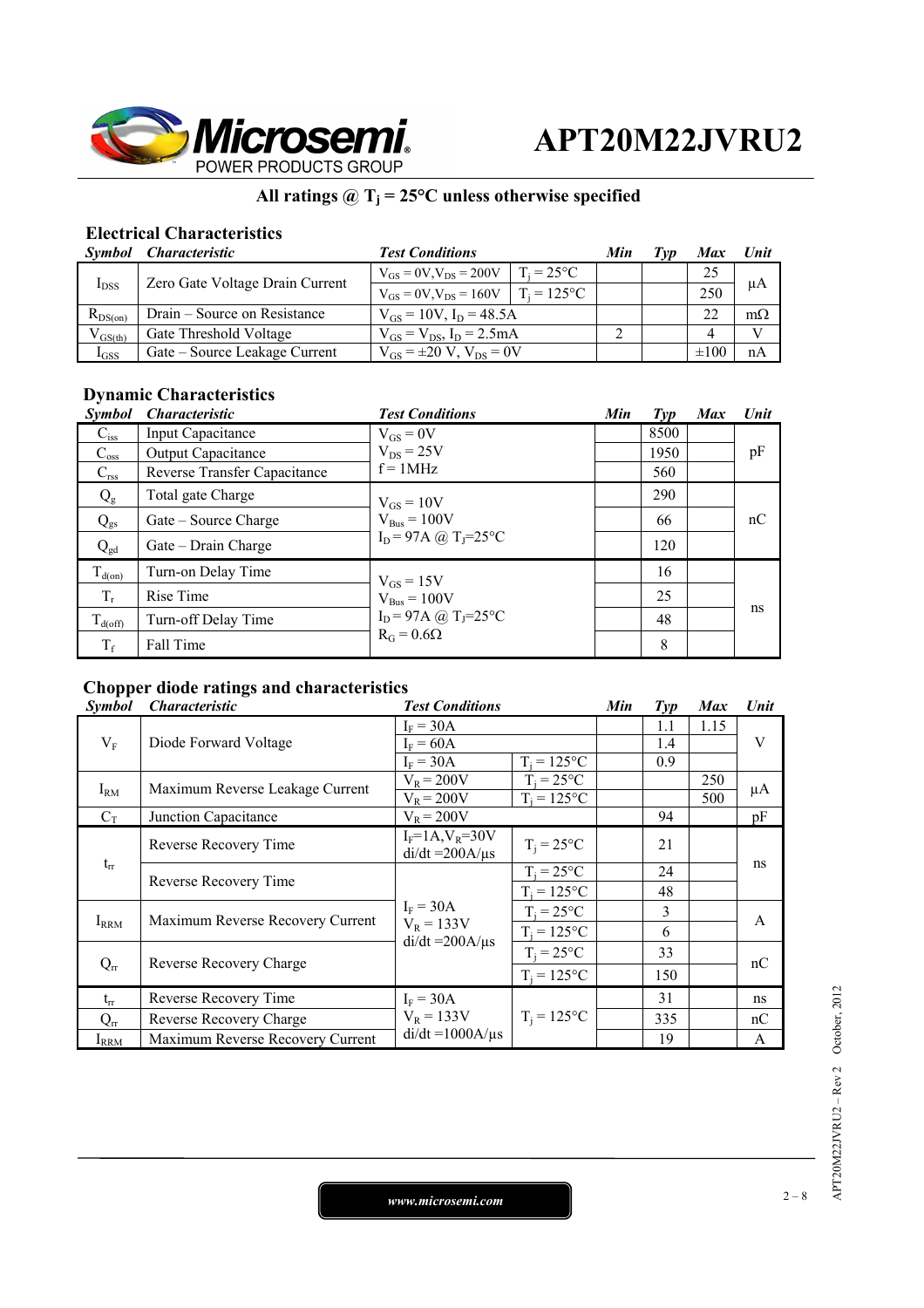# APT20M22JVRU2

**All ratings @ $T_j$ = 25°C unless otherwise specified**

## Electrical Characteristics

| Symbol | Characteristic | Test Conditions | | Min | Typ | Max | Unit |
|---|---|---|---|---|---|---|---|
| $I_{DSS}$ | Zero Gate Voltage Drain Current | $V_{GS}$ = 0V, $V_{DS}$ = 200V | $T_j$ = 25°C | | | 25 | µA |
| | | $V_{GS}$ = 0V, $V_{DS}$ = 160V | $T_j$ = 125°C | | | 250 | |
| $R_{DS(on)}$ | Drain – Source on Resistance | $V_{GS}$ = 10V, $I_D$ = 48.5A | | | | 22 | mΩ |
| $V_{GS(th)}$ | Gate Threshold Voltage | $V_{GS}$ = $V_{DS}$, $I_D$ = 2.5mA | | 2 | | 4 | V |
| $I_{GSS}$ | Gate – Source Leakage Current | $V_{GS}$ = ±20 V, $V_{DS}$ = 0V | | | | ±100 | nA |

## Dynamic Characteristics

| Symbol | Characteristic | Test Conditions | Min | Typ | Max | Unit |
|---|---|---|---|---|---|---|
| $C_{iss}$ | Input Capacitance | $V_{GS}$ = 0V | | 8500 | | pF |
| $C_{oss}$ | Output Capacitance | $V_{DS}$ = 25V | | 1950 | | |
| $C_{rss}$ | Reverse Transfer Capacitance | f = 1MHz | | 560 | | |
| $Q_g$ | Total gate Charge | $V_{GS}$ = 10V | | 290 | | nC |
| $Q_{gs}$ | Gate – Source Charge | $V_{Bus}$ = 100V | | 66 | | |
| $Q_{gd}$ | Gate – Drain Charge | $I_D$ = 97A @ $T_j$=25°C | | 120 | | |
| $T_{d(on)}$ | Turn-on Delay Time | $V_{GS}$ = 15V | | 16 | | ns |
| $T_r$ | Rise Time | $V_{Bus}$ = 100V | | 25 | | |
| $T_{d(off)}$ | Turn-off Delay Time | $I_D$ = 97A @ $T_j$=25°C | | 48 | | |
| $T_f$ | Fall Time | $R_G$ = 0.6Ω | | 8 | | |

## Chopper diode ratings and characteristics

| Symbol | Characteristic | Test Conditions | | Min | Typ | Max | Unit |
|---|---|---|---|---|---|---|---|
| $V_F$ | Diode Forward Voltage | $I_F$ = 30A | | | 1.1 | 1.15 | V |
| | | $I_F$ = 60A | | | 1.4 | | |
| | | $I_F$ = 30A | $T_j$ = 125°C | | 0.9 | | |
| $I_{RM}$ | Maximum Reverse Leakage Current | $V_R$ = 200V | $T_j$ = 25°C | | | 250 | µA |
| | | $V_R$ = 200V | $T_j$ = 125°C | | | 500 | |
| $C_T$ | Junction Capacitance | $V_R$ = 200V | | | 94 | | pF |
| $t_{rr}$ | Reverse Recovery Time | $I_F$=1A, $V_R$=30V, di/dt =200A/µs | $T_j$ = 25°C | | 21 | | ns |
| | Reverse Recovery Time | $I_F$ = 30A, $V_R$ = 133V, di/dt =200A/µs | $T_j$ = 25°C | | 24 | | |
| | | | $T_j$ = 125°C | | 48 | | |
| $I_{RRM}$ | Maximum Reverse Recovery Current | | $T_j$ = 25°C | | 3 | | A |
| | | | $T_j$ = 125°C | | 6 | | |
| $Q_{rr}$ | Reverse Recovery Charge | | $T_j$ = 25°C | | 33 | | nC |
| | | | $T_j$ = 125°C | | 150 | | |
| $t_{rr}$ | Reverse Recovery Time | $I_F$ = 30A, $V_R$ = 133V, di/dt =1000A/µs | $T_j$ = 125°C | | 31 | | ns |
| $Q_{rr}$ | Reverse Recovery Charge | | | | 335 | | nC |
| $I_{RRM}$ | Maximum Reverse Recovery Current | | | | 19 | | A |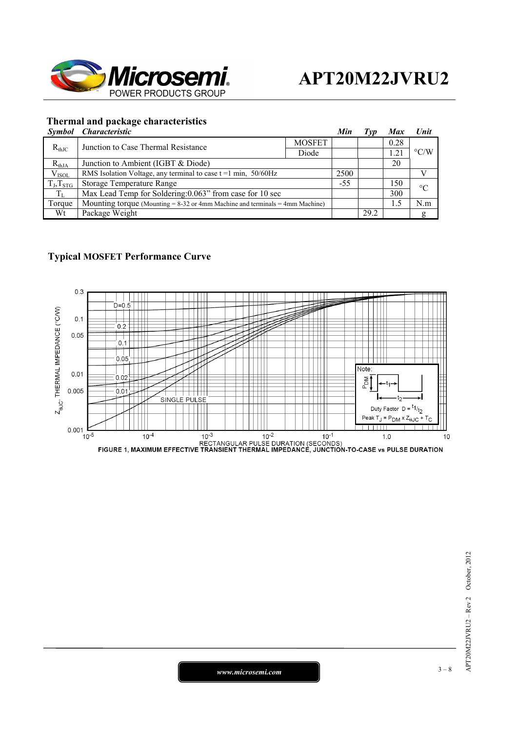## Thermal and package characteristics

| *Symbol* | *Characteristic* | | *Min* | *Typ* | *Max* | *Unit* |
|---|---|---|---|---|---|---|
| $R_{thJC}$ | Junction to Case Thermal Resistance | MOSFET | | | 0.28 | °C/W |
| | | Diode | | | 1.21 | |
| $R_{thJA}$ | Junction to Ambient (IGBT & Diode) | | | | 20 | |
| $V_{ISOL}$ | RMS Isolation Voltage, any terminal to case t =1 min, 50/60Hz | | 2500 | | | V |
| $T_J$,$T_{STG}$ | Storage Temperature Range | | -55 | | 150 | °C |
| $T_L$ | Max Lead Temp for Soldering:0.063" from case for 10 sec | | | | 300 | |
| Torque | Mounting torque (Mounting = 8-32 or 4mm Machine and terminals = 4mm Machine) | | | | 1.5 | N.m |
| Wt | Package Weight | | | 29.2 | | g |

## Typical MOSFET Performance Curve

FIGURE 1, MAXIMUM EFFECTIVE TRANSIENT THERMAL IMPEDANCE, JUNCTION-TO-CASE vs PULSE DURATION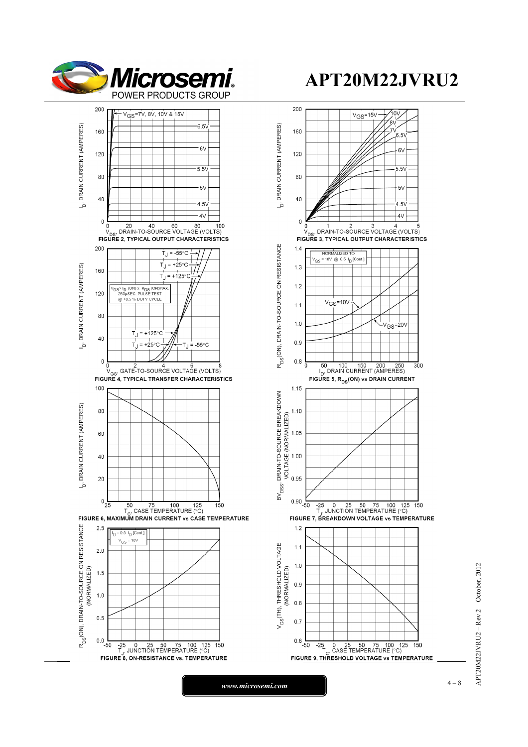FIGURE 2, TYPICAL OUTPUT CHARACTERISTICS

FIGURE 3, TYPICAL OUTPUT CHARACTERISTICS

FIGURE 4, TYPICAL TRANSFER CHARACTERISTICS

FIGURE 5, $R_{DS}$(ON) vs DRAIN CURRENT

FIGURE 6, MAXIMUM DRAIN CURRENT vs CASE TEMPERATURE

FIGURE 7, BREAKDOWN VOLTAGE vs TEMPERATURE

FIGURE 8, ON-RESISTANCE vs. TEMPERATURE

FIGURE 9, THRESHOLD VOLTAGE vs TEMPERATURE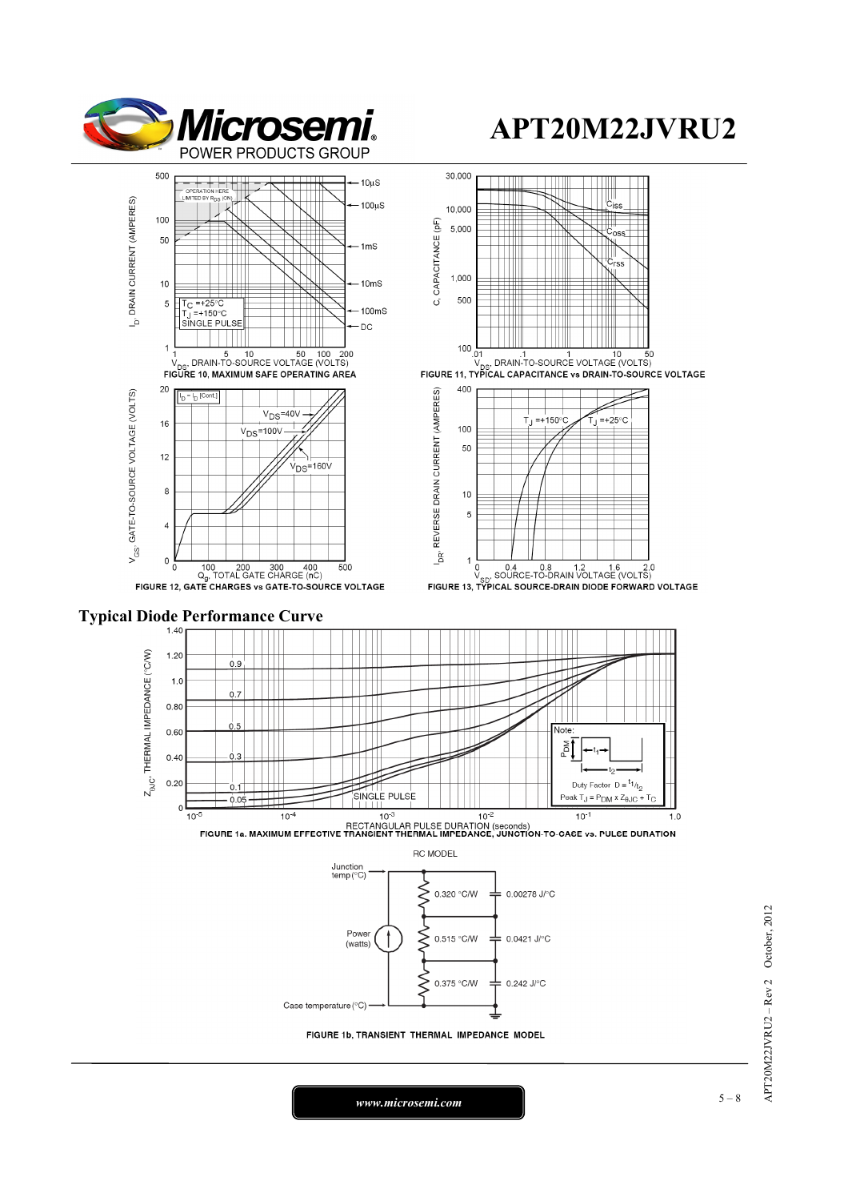FIGURE 10, MAXIMUM SAFE OPERATING AREA

FIGURE 11, TYPICAL CAPACITANCE vs DRAIN-TO-SOURCE VOLTAGE

FIGURE 12, GATE CHARGES vs GATE-TO-SOURCE VOLTAGE

FIGURE 13, TYPICAL SOURCE-DRAIN DIODE FORWARD VOLTAGE

## Typical Diode Performance Curve

FIGURE 1a. MAXIMUM EFFECTIVE TRANSIENT THERMAL IMPEDANCE, JUNCTION-TO-CASE vs. PULSE DURATION

Note: Duty Factor $D = t_1/t_2$; Peak $T_J = P_{DM} \times Z_{\theta JC} + T_C$

RC MODEL

| Resistance | Capacitance |
|---|---|
| 0.320 °C/W | 0.00278 J/°C |
| 0.515 °C/W | 0.0421 J/°C |
| 0.375 °C/W | 0.242 J/°C |

FIGURE 1b, TRANSIENT THERMAL IMPEDANCE MODEL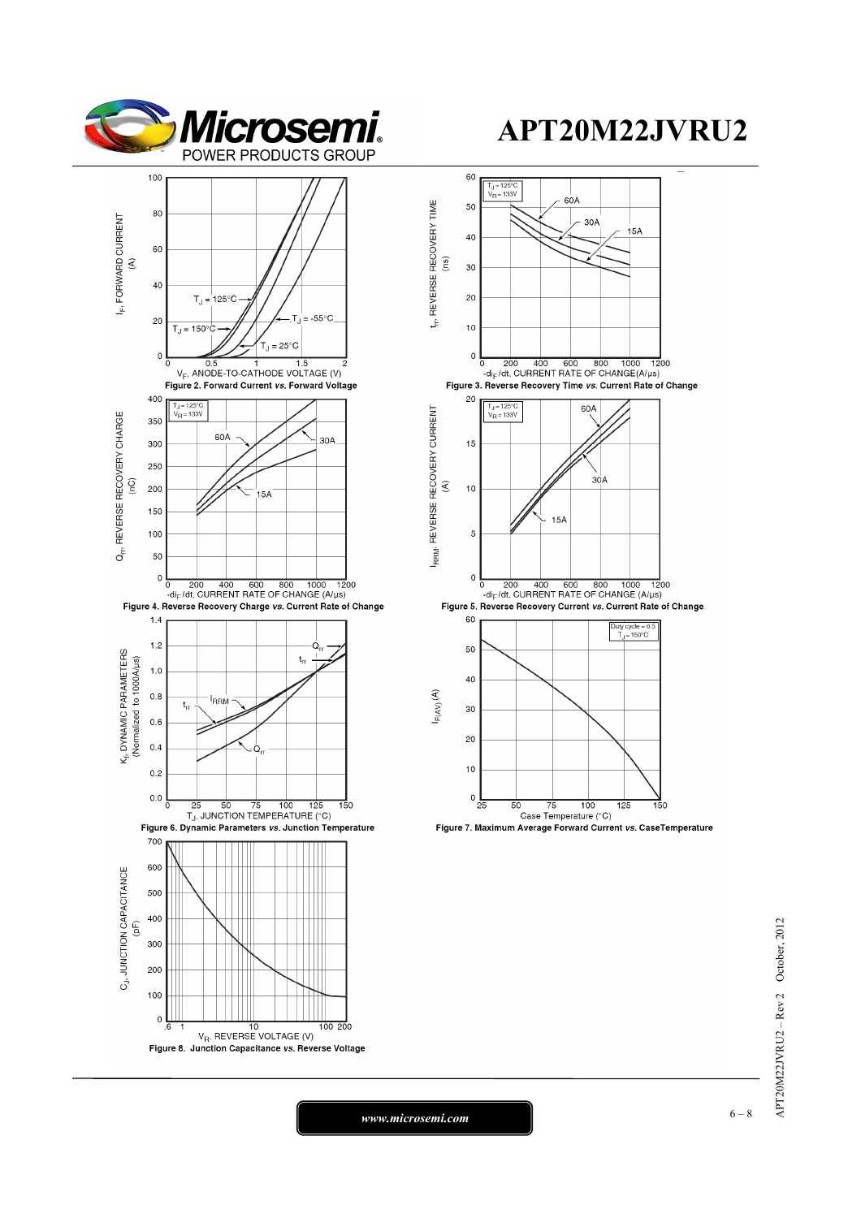Figure 2. Forward Current *vs.* Forward Voltage

Figure 3. Reverse Recovery Time *vs.* Current Rate of Change

Figure 4. Reverse Recovery Charge *vs.* Current Rate of Change

Figure 5. Reverse Recovery Current *vs.* Current Rate of Change

Figure 6. Dynamic Parameters *vs.* Junction Temperature

Figure 7. Maximum Average Forward Current *vs.* CaseTemperature

Figure 8. Junction Capacitance *vs.* Reverse Voltage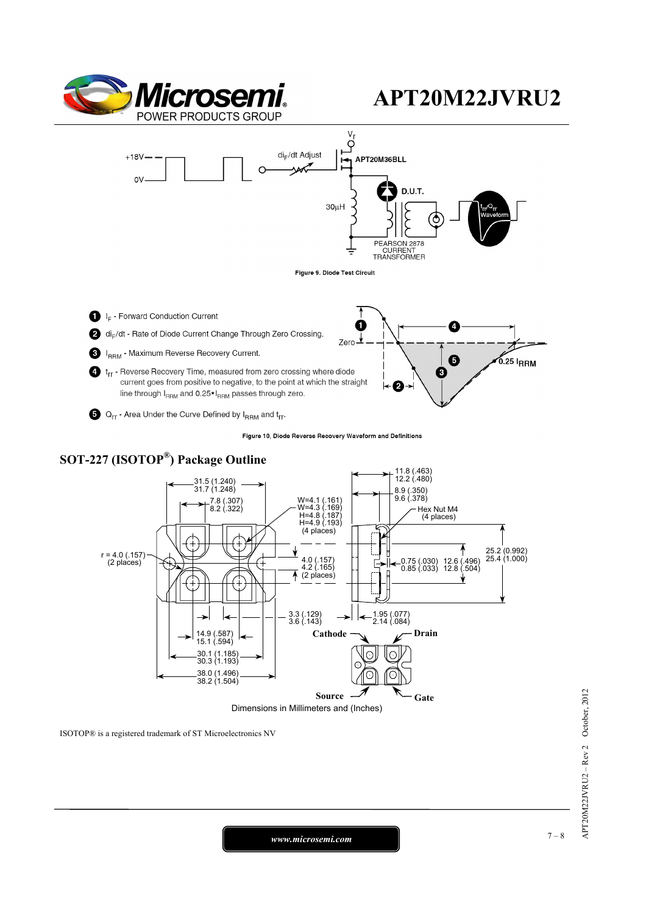Figure 9. Diode Test Circuit

1. $I_F$ - Forward Conduction Current
2. $di_F/dt$ - Rate of Diode Current Change Through Zero Crossing.
3. $I_{RRM}$ - Maximum Reverse Recovery Current.
4. $t_{rr}$ - Reverse Recovery Time, measured from zero crossing where diode current goes from positive to negative, to the point at which the straight line through $I_{RRM}$ and $0.25 \cdot I_{RRM}$ passes through zero.
5. $Q_{rr}$ - Area Under the Curve Defined by $I_{RRM}$ and $t_{rr}$.

Figure 10, Diode Reverse Recovery Waveform and Definitions

## SOT-227 (ISOTOP®) Package Outline

Dimensions in Millimeters and (Inches)

ISOTOP® is a registered trademark of ST Microelectronics NV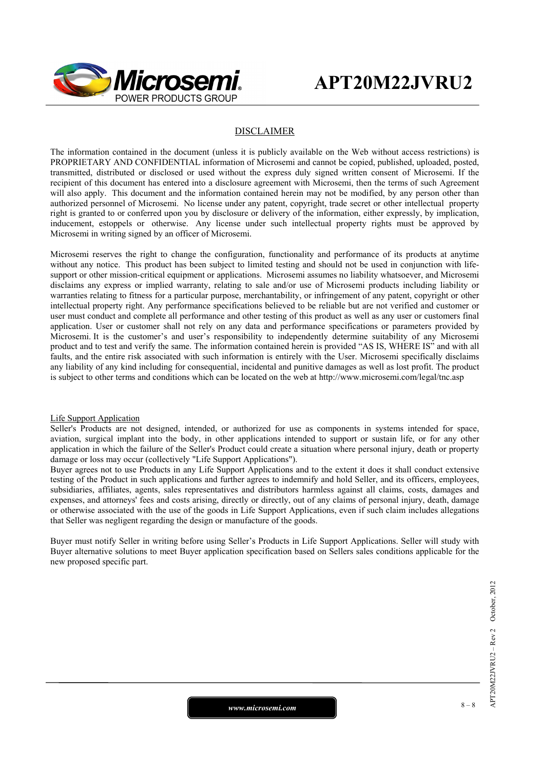## DISCLAIMER

The information contained in the document (unless it is publicly available on the Web without access restrictions) is PROPRIETARY AND CONFIDENTIAL information of Microsemi and cannot be copied, published, uploaded, posted, transmitted, distributed or disclosed or used without the express duly signed written consent of Microsemi. If the recipient of this document has entered into a disclosure agreement with Microsemi, then the terms of such Agreement will also apply. This document and the information contained herein may not be modified, by any person other than authorized personnel of Microsemi. No license under any patent, copyright, trade secret or other intellectual property right is granted to or conferred upon you by disclosure or delivery of the information, either expressly, by implication, inducement, estoppels or otherwise. Any license under such intellectual property rights must be approved by Microsemi in writing signed by an officer of Microsemi.

Microsemi reserves the right to change the configuration, functionality and performance of its products at anytime without any notice. This product has been subject to limited testing and should not be used in conjunction with life-support or other mission-critical equipment or applications. Microsemi assumes no liability whatsoever, and Microsemi disclaims any express or implied warranty, relating to sale and/or use of Microsemi products including liability or warranties relating to fitness for a particular purpose, merchantability, or infringement of any patent, copyright or other intellectual property right. Any performance specifications believed to be reliable but are not verified and customer or user must conduct and complete all performance and other testing of this product as well as any user or customers final application. User or customer shall not rely on any data and performance specifications or parameters provided by Microsemi. It is the customer's and user's responsibility to independently determine suitability of any Microsemi product and to test and verify the same. The information contained herein is provided "AS IS, WHERE IS" and with all faults, and the entire risk associated with such information is entirely with the User. Microsemi specifically disclaims any liability of any kind including for consequential, incidental and punitive damages as well as lost profit. The product is subject to other terms and conditions which can be located on the web at http://www.microsemi.com/legal/tnc.asp

### Life Support Application

Seller's Products are not designed, intended, or authorized for use as components in systems intended for space, aviation, surgical implant into the body, in other applications intended to support or sustain life, or for any other application in which the failure of the Seller's Product could create a situation where personal injury, death or property damage or loss may occur (collectively "Life Support Applications").

Buyer agrees not to use Products in any Life Support Applications and to the extent it does it shall conduct extensive testing of the Product in such applications and further agrees to indemnify and hold Seller, and its officers, employees, subsidiaries, affiliates, agents, sales representatives and distributors harmless against all claims, costs, damages and expenses, and attorneys' fees and costs arising, directly or directly, out of any claims of personal injury, death, damage or otherwise associated with the use of the goods in Life Support Applications, even if such claim includes allegations that Seller was negligent regarding the design or manufacture of the goods.

Buyer must notify Seller in writing before using Seller's Products in Life Support Applications. Seller will study with Buyer alternative solutions to meet Buyer application specification based on Sellers sales conditions applicable for the new proposed specific part.